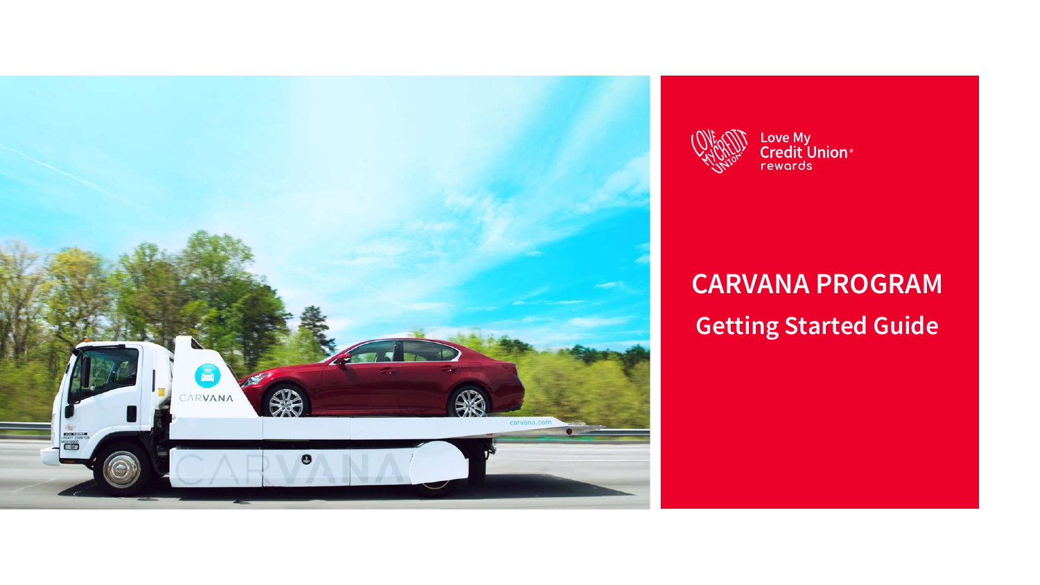Love My Credit Union® rewards

# CARVANA PROGRAM

## Getting Started Guide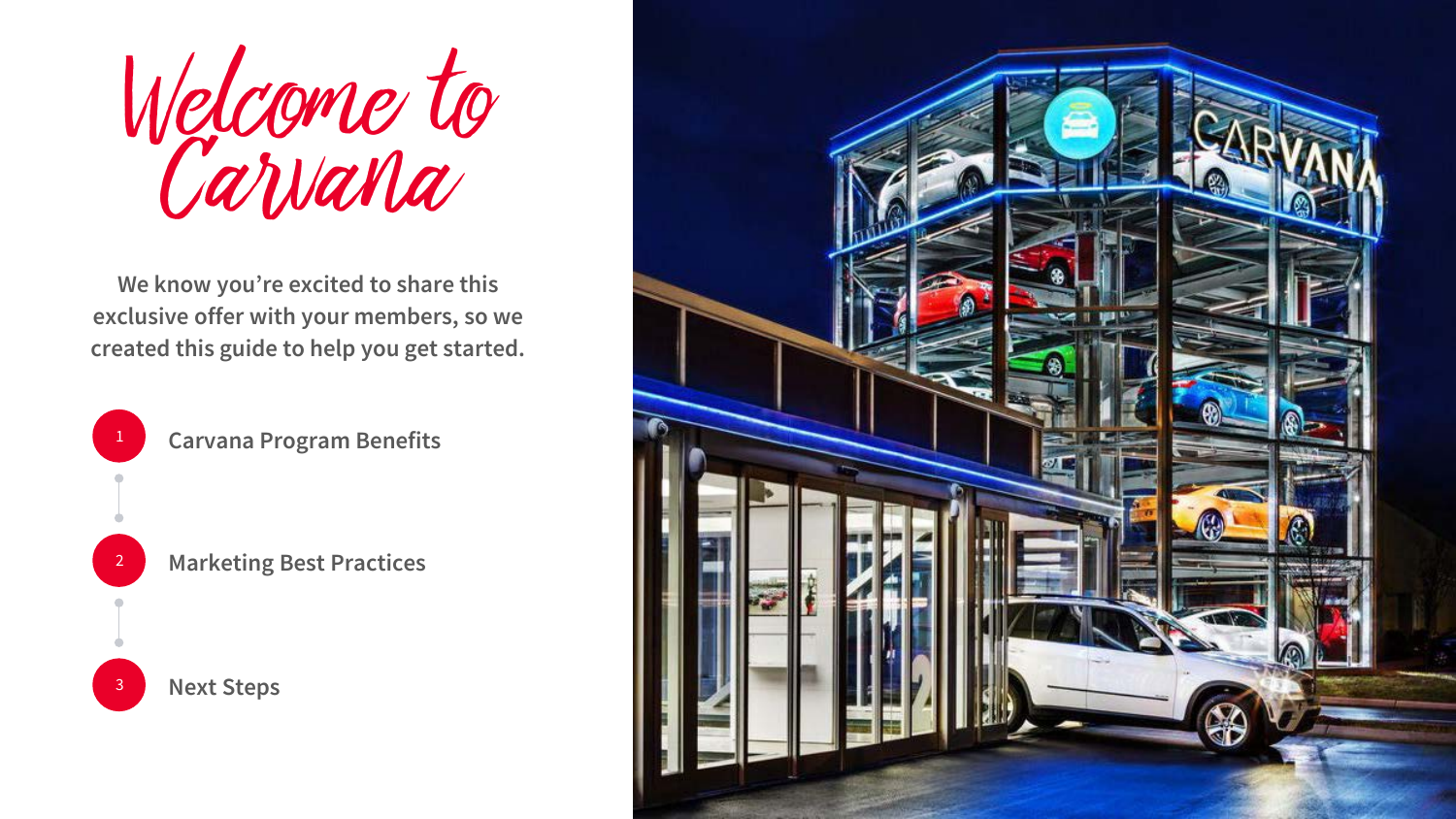# Welcome to Carvana

**We know you're excited to share this exclusive offer with your members, so we created this guide to help you get started.**

1. **Carvana Program Benefits**
2. **Marketing Best Practices**
3. **Next Steps**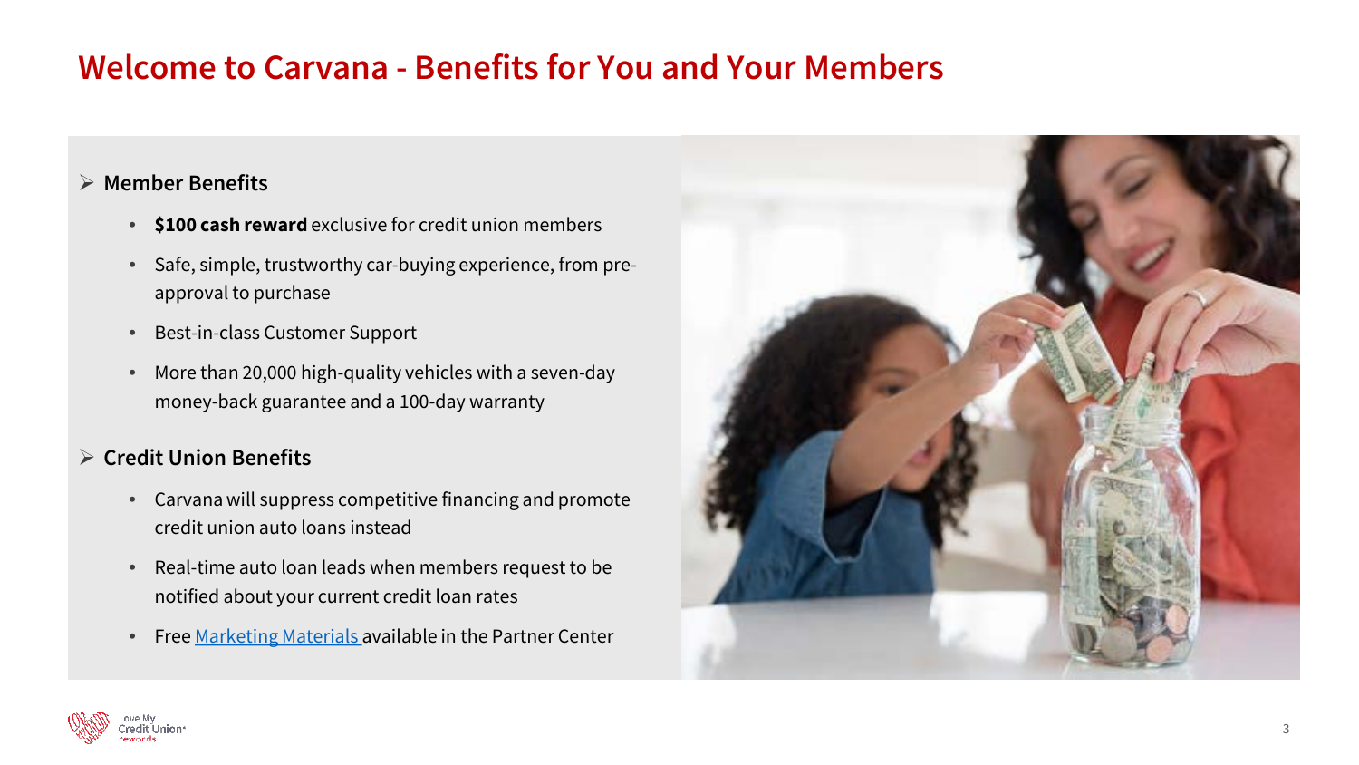# Welcome to Carvana - Benefits for You and Your Members

- **Member Benefits**
  - **$100 cash reward** exclusive for credit union members
  - Safe, simple, trustworthy car-buying experience, from pre-approval to purchase
  - Best-in-class Customer Support
  - More than 20,000 high-quality vehicles with a seven-day money-back guarantee and a 100-day warranty

- **Credit Union Benefits**
  - Carvana will suppress competitive financing and promote credit union auto loans instead
  - Real-time auto loan leads when members request to be notified about your current credit loan rates
  - Free Marketing Materials available in the Partner Center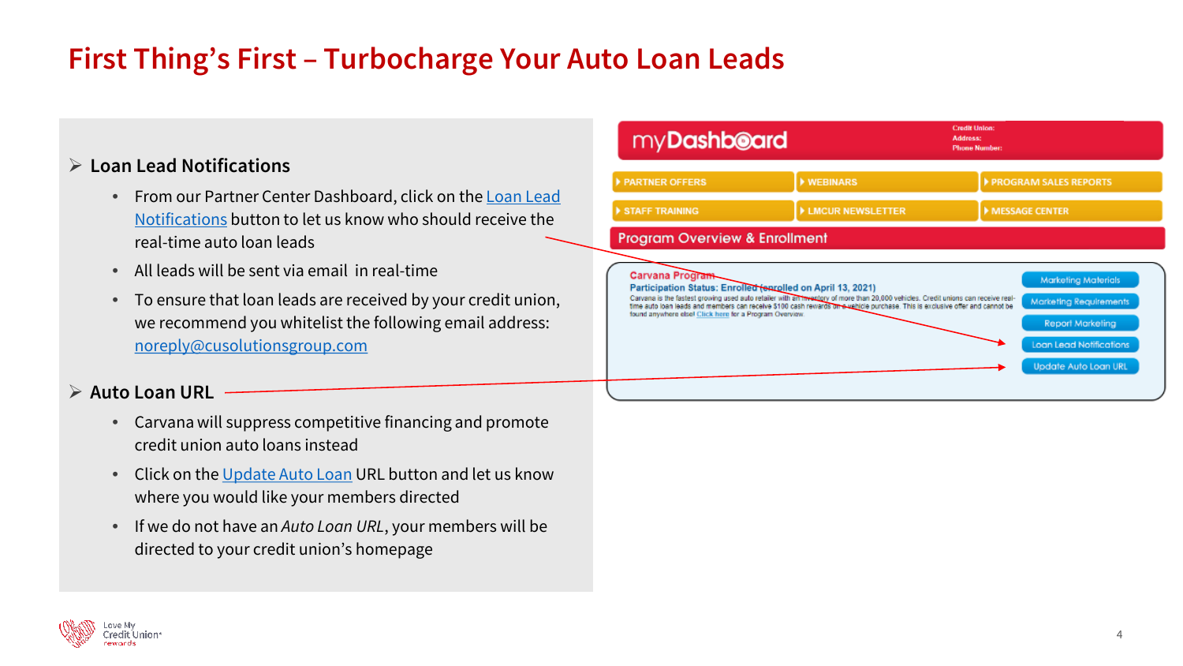# First Thing's First – Turbocharge Your Auto Loan Leads

## Loan Lead Notifications

- From our Partner Center Dashboard, click on the Loan Lead Notifications button to let us know who should receive the real-time auto loan leads
- All leads will be sent via email in real-time
- To ensure that loan leads are received by your credit union, we recommend you whitelist the following email address: noreply@cusolutionsgroup.com

## Auto Loan URL

- Carvana will suppress competitive financing and promote credit union auto loans instead
- Click on the Update Auto Loan URL button and let us know where you would like your members directed
- If we do not have an *Auto Loan URL*, your members will be directed to your credit union's homepage

myDashboard

Credit Union:
Address:
Phone Number:

PARTNER OFFERS | WEBINARS | PROGRAM SALES REPORTS
STAFF TRAINING | LMCUR NEWSLETTER | MESSAGE CENTER

Program Overview & Enrollment

**Carvana Program**

**Participation Status: Enrolled (enrolled on April 13, 2021)**

Carvana is the fastest growing used auto retailer with an inventory of more than 20,000 vehicles. Credit unions can receive real-time auto loan leads and members can receive $100 cash rewards on a vehicle purchase. This is exclusive offer and cannot be found anywhere else! Click here for a Program Overview.

Marketing Materials
Marketing Requirements
Report Marketing
Loan Lead Notifications
Update Auto Loan URL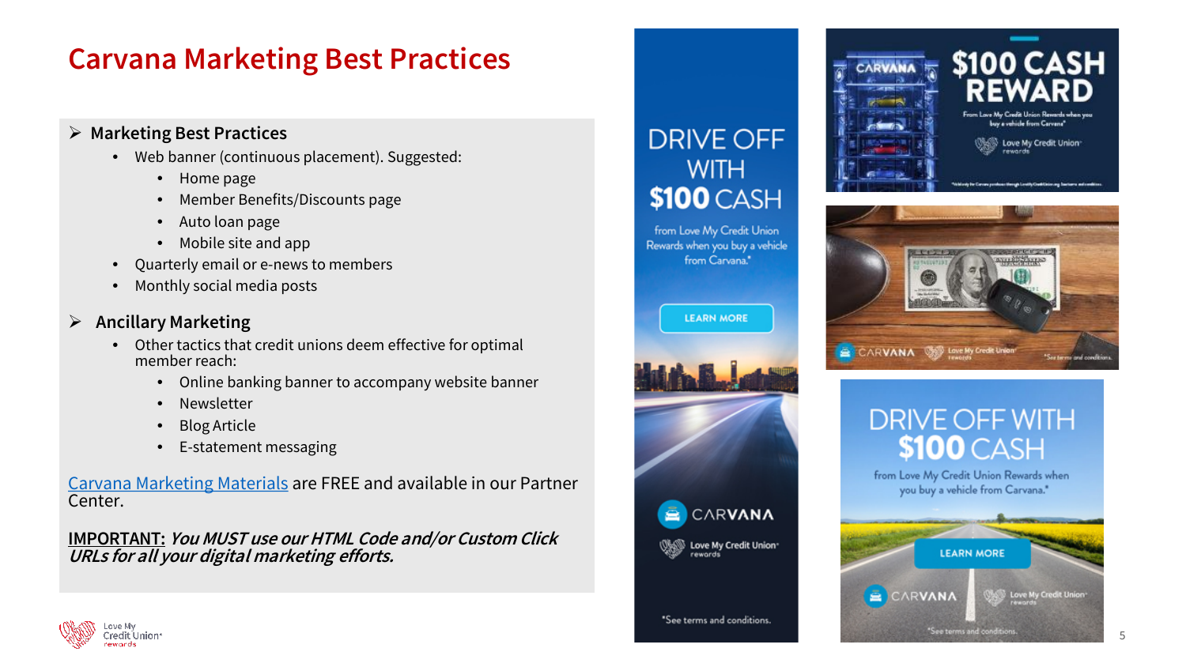# Carvana Marketing Best Practices

- **Marketing Best Practices**
  - Web banner (continuous placement). Suggested:
    - Home page
    - Member Benefits/Discounts page
    - Auto loan page
    - Mobile site and app
  - Quarterly email or e-news to members
  - Monthly social media posts

- **Ancillary Marketing**
  - Other tactics that credit unions deem effective for optimal member reach:
    - Online banking banner to accompany website banner
    - Newsletter
    - Blog Article
    - E-statement messaging

Carvana Marketing Materials are FREE and available in our Partner Center.

**IMPORTANT:** ***You MUST use our HTML Code and/or Custom Click URLs for all your digital marketing efforts.***

DRIVE OFF WITH $100 CASH

from Love My Credit Union Rewards when you buy a vehicle from Carvana.*

LEARN MORE

CARVANA

Love My Credit Union rewards

*See terms and conditions.

$100 CASH REWARD

From Love My Credit Union Rewards when you buy a vehicle from Carvana*

Love My Credit Union rewards

CARVANA Love My Credit Union rewards *See terms and conditions.

DRIVE OFF WITH $100 CASH

from Love My Credit Union Rewards when you buy a vehicle from Carvana.*

LEARN MORE

CARVANA Love My Credit Union rewards

*See terms and conditions.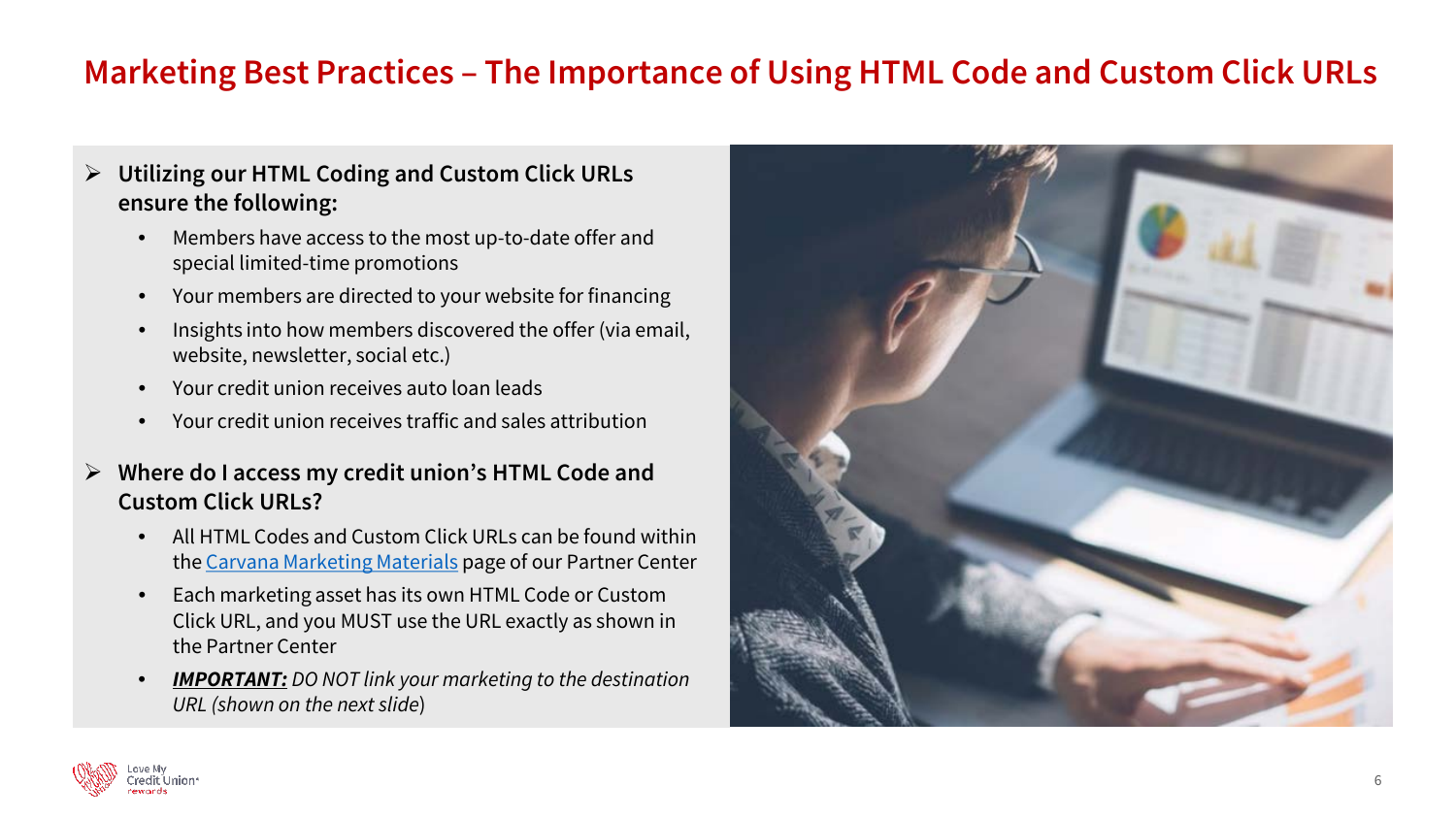# Marketing Best Practices – The Importance of Using HTML Code and Custom Click URLs

- **Utilizing our HTML Coding and Custom Click URLs ensure the following:**
  - Members have access to the most up-to-date offer and special limited-time promotions
  - Your members are directed to your website for financing
  - Insights into how members discovered the offer (via email, website, newsletter, social etc.)
  - Your credit union receives auto loan leads
  - Your credit union receives traffic and sales attribution

- **Where do I access my credit union's HTML Code and Custom Click URLs?**
  - All HTML Codes and Custom Click URLs can be found within the Carvana Marketing Materials page of our Partner Center
  - Each marketing asset has its own HTML Code or Custom Click URL, and you MUST use the URL exactly as shown in the Partner Center
  - ***IMPORTANT:*** *DO NOT link your marketing to the destination URL (shown on the next slide)*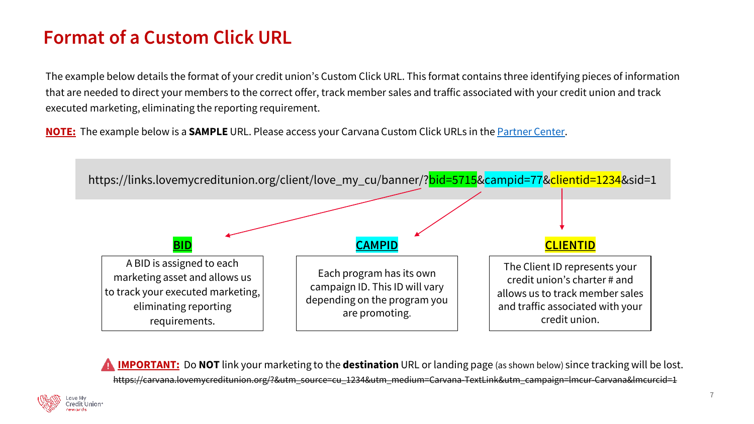# Format of a Custom Click URL

The example below details the format of your credit union's Custom Click URL. This format contains three identifying pieces of information that are needed to direct your members to the correct offer, track member sales and traffic associated with your credit union and track executed marketing, eliminating the reporting requirement.

**NOTE:** The example below is a **SAMPLE** URL. Please access your Carvana Custom Click URLs in the Partner Center.

```
https://links.lovemycreditunion.org/client/love_my_cu/banner/?bid=5715&campid=77&clientid=1234&sid=1
```

**BID**

A BID is assigned to each marketing asset and allows us to track your executed marketing, eliminating reporting requirements.

**CAMPID**

Each program has its own campaign ID. This ID will vary depending on the program you are promoting.

**CLIENTID**

The Client ID represents your credit union's charter # and allows us to track member sales and traffic associated with your credit union.

**IMPORTANT:** Do **NOT** link your marketing to the **destination** URL or landing page (as shown below) since tracking will be lost.

~~https://carvana.lovemycreditunion.org/?&utm_source=cu_1234&utm_medium=Carvana-TextLink&utm_campaign=lmcur-Carvana&lmcurcid=1~~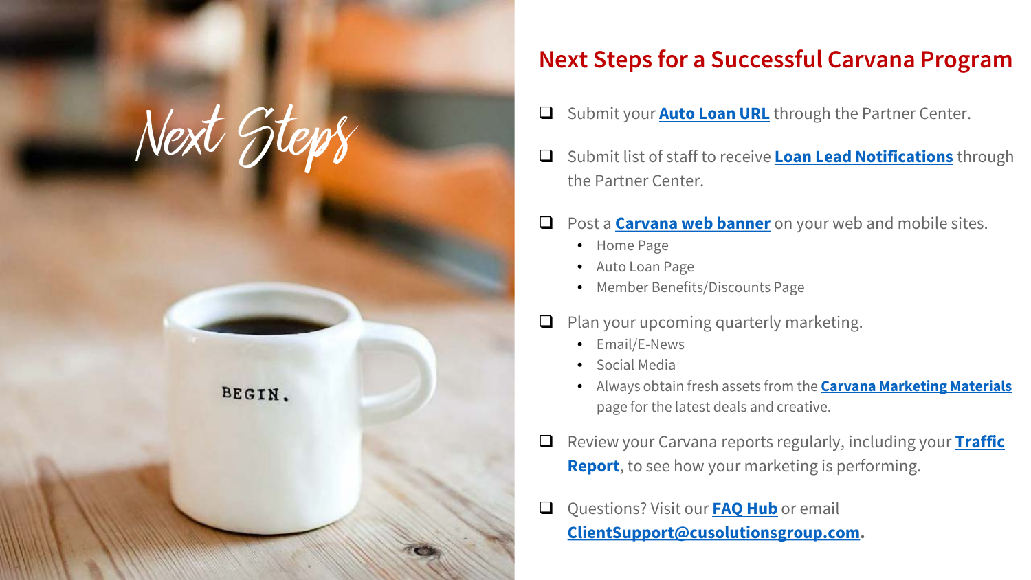Next Steps

BEGIN.

## Next Steps for a Successful Carvana Program

- [ ] Submit your **Auto Loan URL** through the Partner Center.
- [ ] Submit list of staff to receive **Loan Lead Notifications** through the Partner Center.
- [ ] Post a **Carvana web banner** on your web and mobile sites.
  - Home Page
  - Auto Loan Page
  - Member Benefits/Discounts Page
- [ ] Plan your upcoming quarterly marketing.
  - Email/E-News
  - Social Media
  - Always obtain fresh assets from the **Carvana Marketing Materials** page for the latest deals and creative.
- [ ] Review your Carvana reports regularly, including your **Traffic Report**, to see how your marketing is performing.
- [ ] Questions? Visit our **FAQ Hub** or email **ClientSupport@cusolutionsgroup.com**.